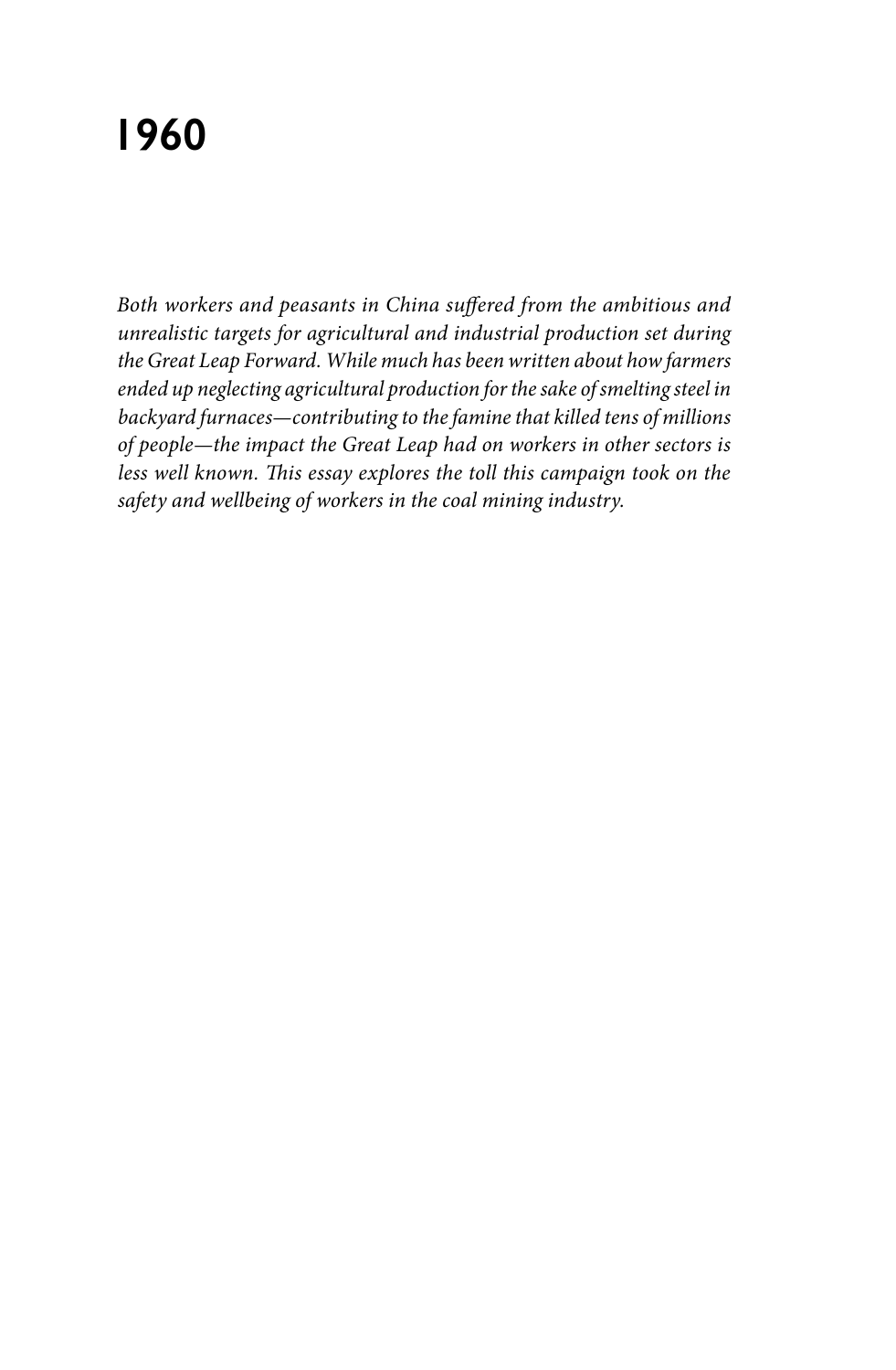# 1960

*Both workers and peasants in China suffered from the ambitious and unrealistic targets for agricultural and industrial production set during the Great Leap Forward. While much has been written about how farmers ended up neglecting agricultural production for the sake of smelting steel in backyard furnaces—contributing to the famine that killed tens of millions of people—the impact the Great Leap had on workers in other sectors is less well known. This essay explores the toll this campaign took on the safety and wellbeing of workers in the coal mining industry.*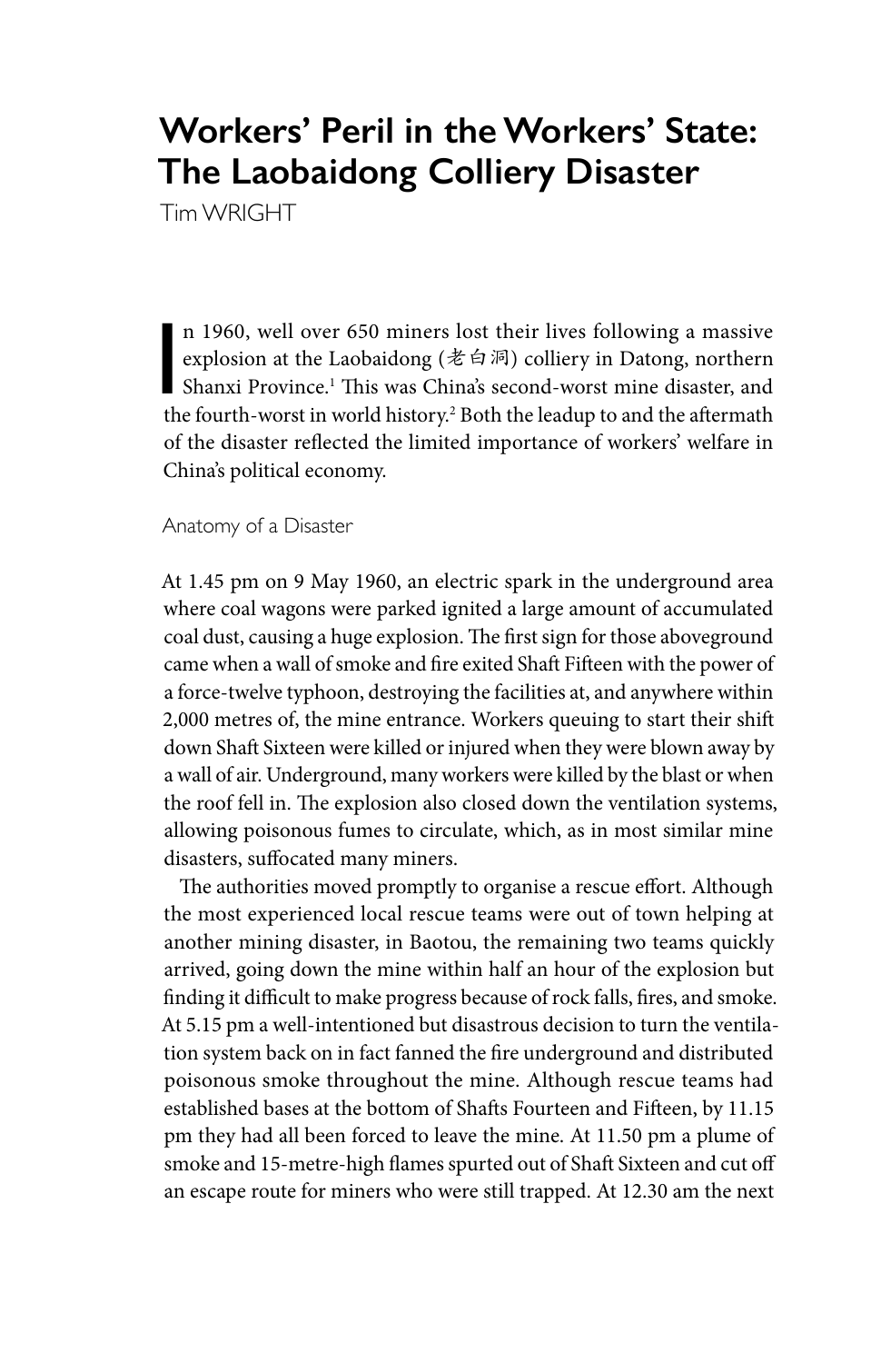# Workers' Peril in the Workers' State: The Laobaidong Colliery Disaster

Tim WRIGHT

In 1960, well over 650 miners lost their lives following a massive explosion at the Laobaidong (老白洞) colliery in Datong, northern Shanxi Province.[1] This was China's second-worst mine disaster, and the fourth-worst in world history.[2] Both the leadup to and the aftermath of the disaster reflected the limited importance of workers' welfare in China's political economy.

## Anatomy of a Disaster

At 1.45 pm on 9 May 1960, an electric spark in the underground area where coal wagons were parked ignited a large amount of accumulated coal dust, causing a huge explosion. The first sign for those aboveground came when a wall of smoke and fire exited Shaft Fifteen with the power of a force-twelve typhoon, destroying the facilities at, and anywhere within 2,000 metres of, the mine entrance. Workers queuing to start their shift down Shaft Sixteen were killed or injured when they were blown away by a wall of air. Underground, many workers were killed by the blast or when the roof fell in. The explosion also closed down the ventilation systems, allowing poisonous fumes to circulate, which, as in most similar mine disasters, suffocated many miners.

The authorities moved promptly to organise a rescue effort. Although the most experienced local rescue teams were out of town helping at another mining disaster, in Baotou, the remaining two teams quickly arrived, going down the mine within half an hour of the explosion but finding it difficult to make progress because of rock falls, fires, and smoke. At 5.15 pm a well-intentioned but disastrous decision to turn the ventilation system back on in fact fanned the fire underground and distributed poisonous smoke throughout the mine. Although rescue teams had established bases at the bottom of Shafts Fourteen and Fifteen, by 11.15 pm they had all been forced to leave the mine. At 11.50 pm a plume of smoke and 15-metre-high flames spurted out of Shaft Sixteen and cut off an escape route for miners who were still trapped. At 12.30 am the next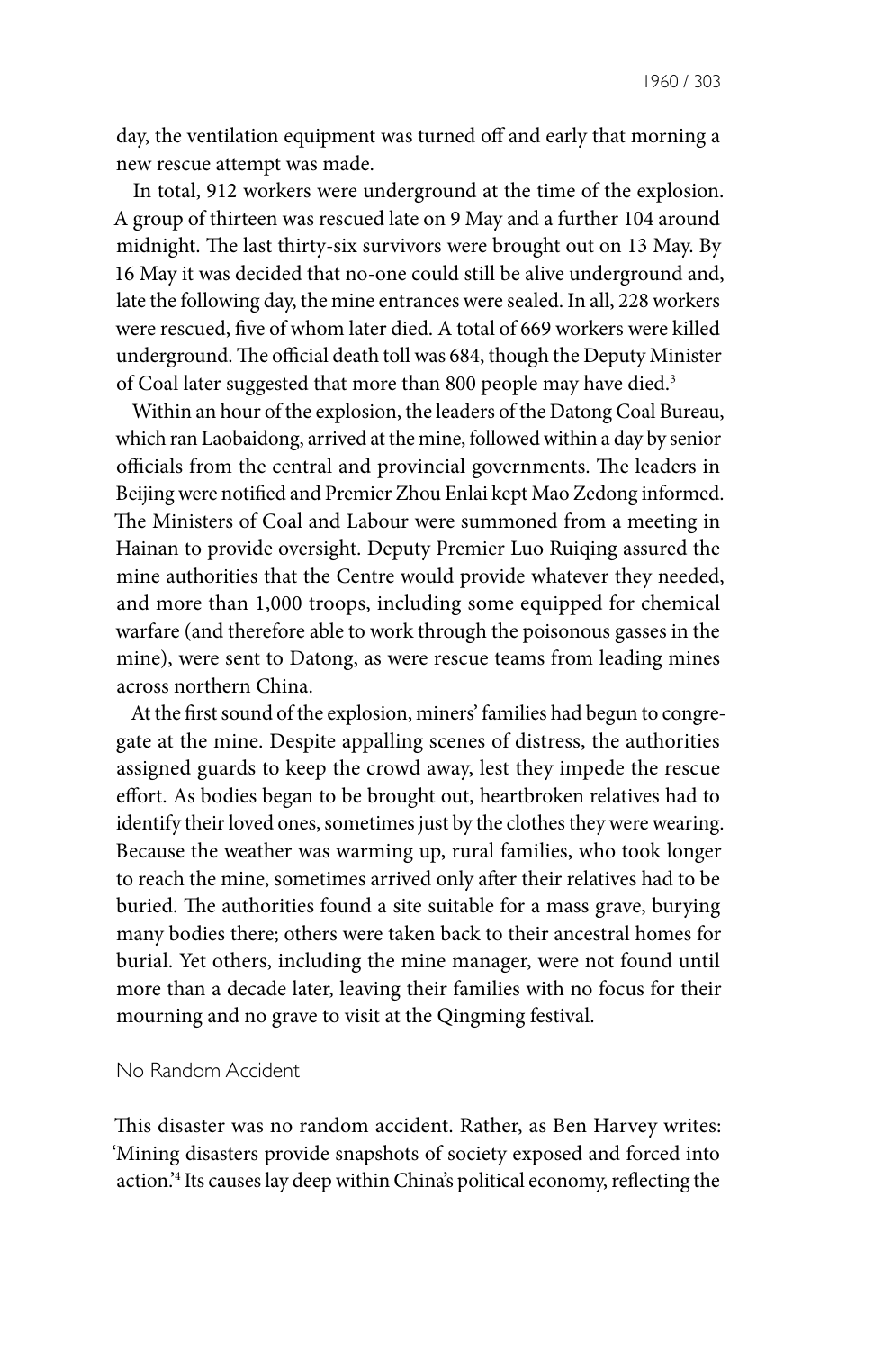day, the ventilation equipment was turned off and early that morning a new rescue attempt was made.

In total, 912 workers were underground at the time of the explosion. A group of thirteen was rescued late on 9 May and a further 104 around midnight. The last thirty-six survivors were brought out on 13 May. By 16 May it was decided that no-one could still be alive underground and, late the following day, the mine entrances were sealed. In all, 228 workers were rescued, five of whom later died. A total of 669 workers were killed underground. The official death toll was 684, though the Deputy Minister of Coal later suggested that more than 800 people may have died.[3]

Within an hour of the explosion, the leaders of the Datong Coal Bureau, which ran Laobaidong, arrived at the mine, followed within a day by senior officials from the central and provincial governments. The leaders in Beijing were notified and Premier Zhou Enlai kept Mao Zedong informed. The Ministers of Coal and Labour were summoned from a meeting in Hainan to provide oversight. Deputy Premier Luo Ruiqing assured the mine authorities that the Centre would provide whatever they needed, and more than 1,000 troops, including some equipped for chemical warfare (and therefore able to work through the poisonous gasses in the mine), were sent to Datong, as were rescue teams from leading mines across northern China.

At the first sound of the explosion, miners' families had begun to congregate at the mine. Despite appalling scenes of distress, the authorities assigned guards to keep the crowd away, lest they impede the rescue effort. As bodies began to be brought out, heartbroken relatives had to identify their loved ones, sometimes just by the clothes they were wearing. Because the weather was warming up, rural families, who took longer to reach the mine, sometimes arrived only after their relatives had to be buried. The authorities found a site suitable for a mass grave, burying many bodies there; others were taken back to their ancestral homes for burial. Yet others, including the mine manager, were not found until more than a decade later, leaving their families with no focus for their mourning and no grave to visit at the Qingming festival.

## No Random Accident

This disaster was no random accident. Rather, as Ben Harvey writes: 'Mining disasters provide snapshots of society exposed and forced into action.'[4] Its causes lay deep within China's political economy, reflecting the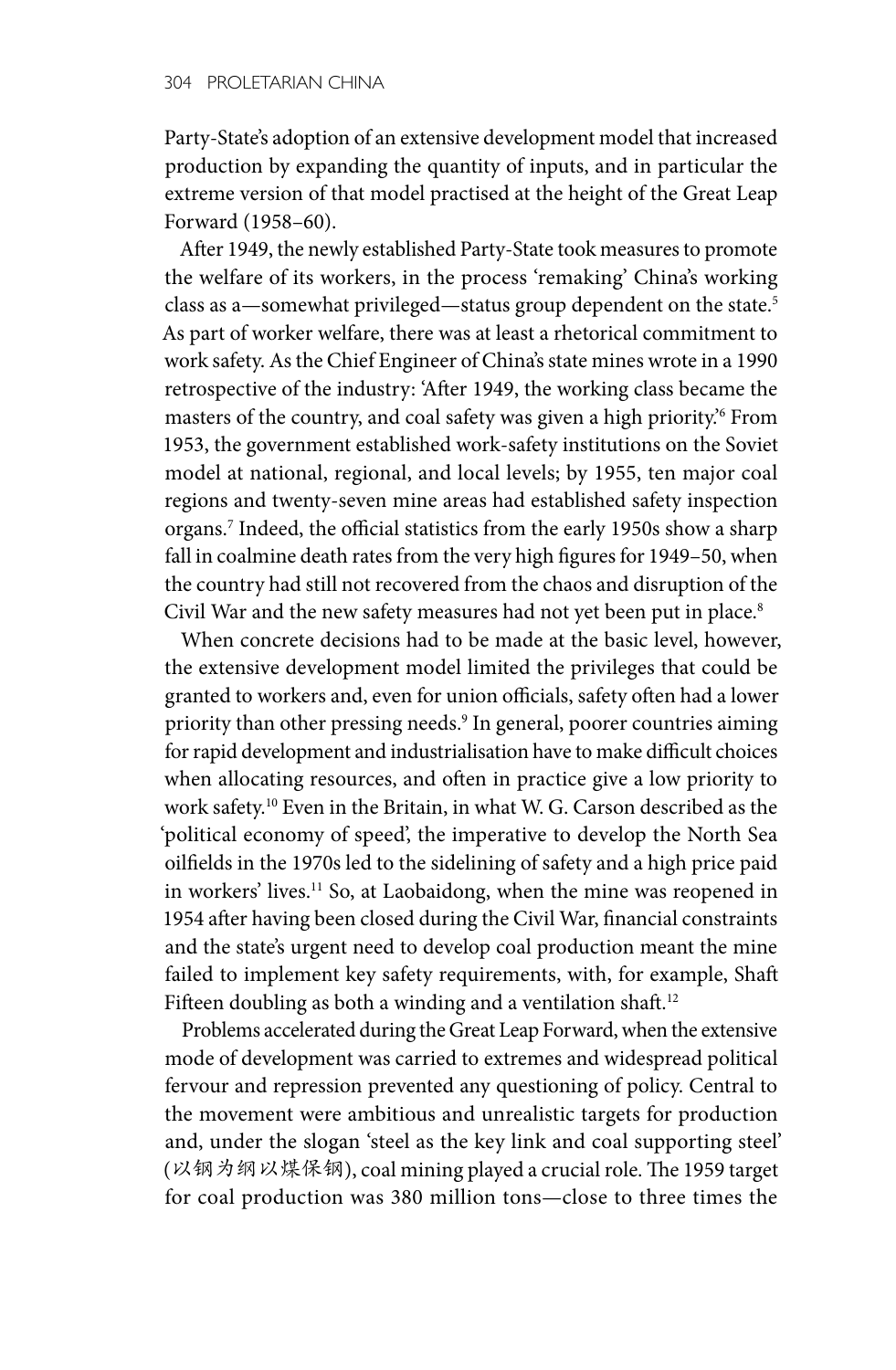Party-State's adoption of an extensive development model that increased production by expanding the quantity of inputs, and in particular the extreme version of that model practised at the height of the Great Leap Forward (1958–60).

After 1949, the newly established Party-State took measures to promote the welfare of its workers, in the process 'remaking' China's working class as a—somewhat privileged—status group dependent on the state.[5] As part of worker welfare, there was at least a rhetorical commitment to work safety. As the Chief Engineer of China's state mines wrote in a 1990 retrospective of the industry: 'After 1949, the working class became the masters of the country, and coal safety was given a high priority.'[6] From 1953, the government established work-safety institutions on the Soviet model at national, regional, and local levels; by 1955, ten major coal regions and twenty-seven mine areas had established safety inspection organs.[7] Indeed, the official statistics from the early 1950s show a sharp fall in coalmine death rates from the very high figures for 1949–50, when the country had still not recovered from the chaos and disruption of the Civil War and the new safety measures had not yet been put in place.[8]

When concrete decisions had to be made at the basic level, however, the extensive development model limited the privileges that could be granted to workers and, even for union officials, safety often had a lower priority than other pressing needs.[9] In general, poorer countries aiming for rapid development and industrialisation have to make difficult choices when allocating resources, and often in practice give a low priority to work safety.[10] Even in the Britain, in what W. G. Carson described as the 'political economy of speed', the imperative to develop the North Sea oilfields in the 1970s led to the sidelining of safety and a high price paid in workers' lives.[11] So, at Laobaidong, when the mine was reopened in 1954 after having been closed during the Civil War, financial constraints and the state's urgent need to develop coal production meant the mine failed to implement key safety requirements, with, for example, Shaft Fifteen doubling as both a winding and a ventilation shaft.[12]

Problems accelerated during the Great Leap Forward, when the extensive mode of development was carried to extremes and widespread political fervour and repression prevented any questioning of policy. Central to the movement were ambitious and unrealistic targets for production and, under the slogan 'steel as the key link and coal supporting steel' (以钢为纲以煤保钢), coal mining played a crucial role. The 1959 target for coal production was 380 million tons—close to three times the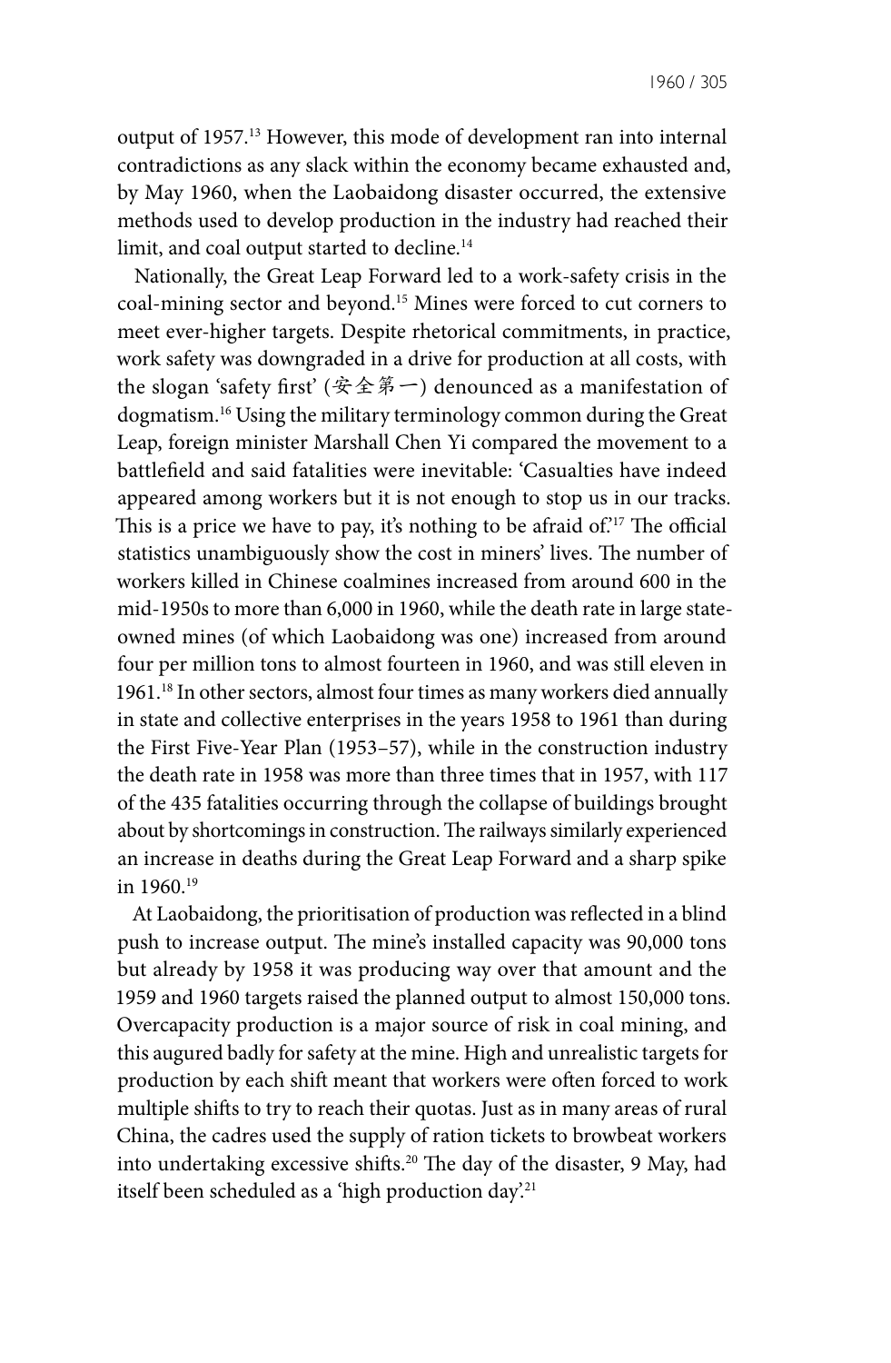output of 1957.[13] However, this mode of development ran into internal contradictions as any slack within the economy became exhausted and, by May 1960, when the Laobaidong disaster occurred, the extensive methods used to develop production in the industry had reached their limit, and coal output started to decline.[14]

Nationally, the Great Leap Forward led to a work-safety crisis in the coal-mining sector and beyond.[15] Mines were forced to cut corners to meet ever-higher targets. Despite rhetorical commitments, in practice, work safety was downgraded in a drive for production at all costs, with the slogan 'safety first' (安全第一) denounced as a manifestation of dogmatism.[16] Using the military terminology common during the Great Leap, foreign minister Marshall Chen Yi compared the movement to a battlefield and said fatalities were inevitable: 'Casualties have indeed appeared among workers but it is not enough to stop us in our tracks. This is a price we have to pay, it's nothing to be afraid of.'[17] The official statistics unambiguously show the cost in miners' lives. The number of workers killed in Chinese coalmines increased from around 600 in the mid-1950s to more than 6,000 in 1960, while the death rate in large state-owned mines (of which Laobaidong was one) increased from around four per million tons to almost fourteen in 1960, and was still eleven in 1961.[18] In other sectors, almost four times as many workers died annually in state and collective enterprises in the years 1958 to 1961 than during the First Five-Year Plan (1953–57), while in the construction industry the death rate in 1958 was more than three times that in 1957, with 117 of the 435 fatalities occurring through the collapse of buildings brought about by shortcomings in construction. The railways similarly experienced an increase in deaths during the Great Leap Forward and a sharp spike in 1960.[19]

At Laobaidong, the prioritisation of production was reflected in a blind push to increase output. The mine's installed capacity was 90,000 tons but already by 1958 it was producing way over that amount and the 1959 and 1960 targets raised the planned output to almost 150,000 tons. Overcapacity production is a major source of risk in coal mining, and this augured badly for safety at the mine. High and unrealistic targets for production by each shift meant that workers were often forced to work multiple shifts to try to reach their quotas. Just as in many areas of rural China, the cadres used the supply of ration tickets to browbeat workers into undertaking excessive shifts.[20] The day of the disaster, 9 May, had itself been scheduled as a 'high production day'.[21]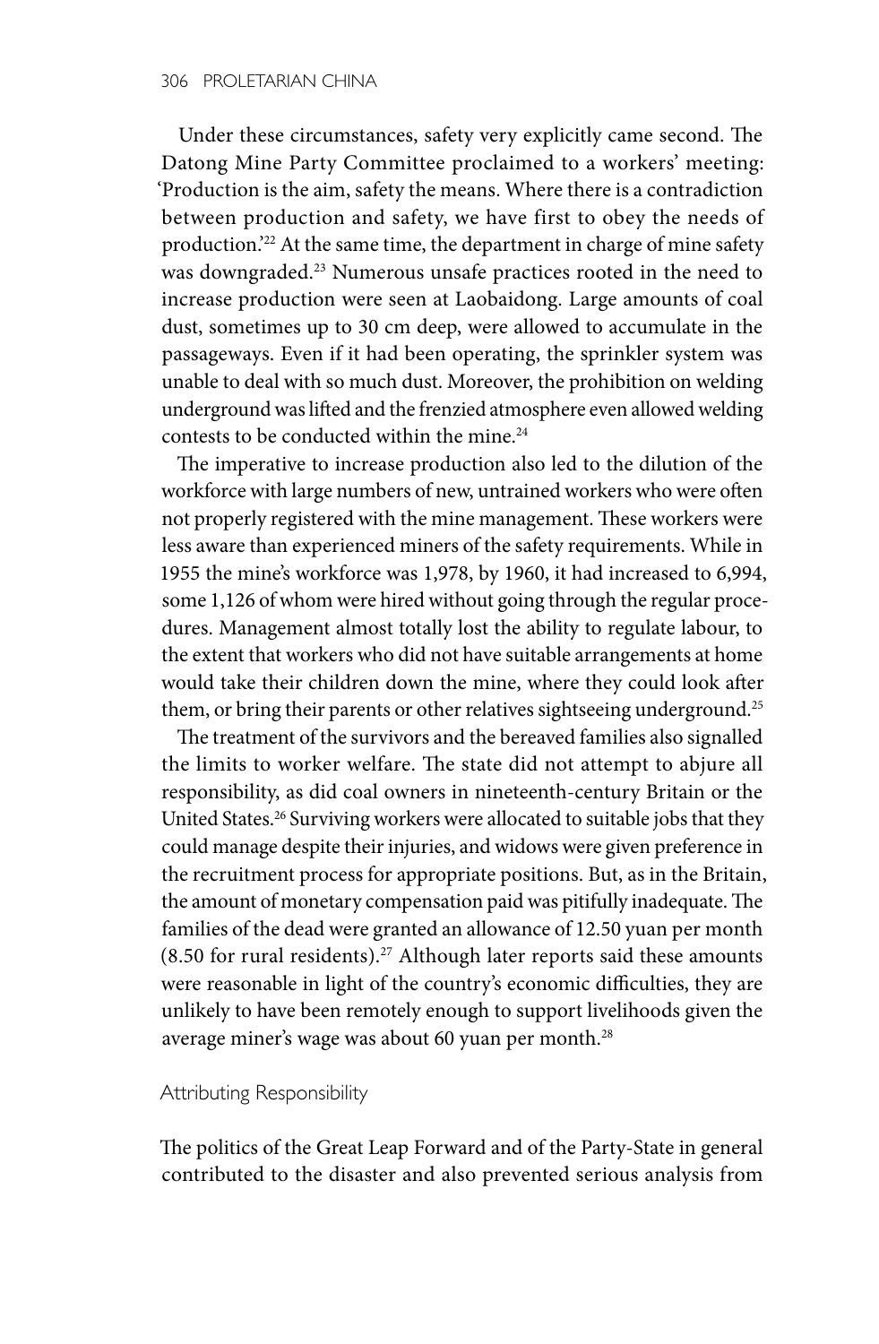Under these circumstances, safety very explicitly came second. The Datong Mine Party Committee proclaimed to a workers' meeting: 'Production is the aim, safety the means. Where there is a contradiction between production and safety, we have first to obey the needs of production.'[22] At the same time, the department in charge of mine safety was downgraded.[23] Numerous unsafe practices rooted in the need to increase production were seen at Laobaidong. Large amounts of coal dust, sometimes up to 30 cm deep, were allowed to accumulate in the passageways. Even if it had been operating, the sprinkler system was unable to deal with so much dust. Moreover, the prohibition on welding underground was lifted and the frenzied atmosphere even allowed welding contests to be conducted within the mine.[24]

The imperative to increase production also led to the dilution of the workforce with large numbers of new, untrained workers who were often not properly registered with the mine management. These workers were less aware than experienced miners of the safety requirements. While in 1955 the mine's workforce was 1,978, by 1960, it had increased to 6,994, some 1,126 of whom were hired without going through the regular procedures. Management almost totally lost the ability to regulate labour, to the extent that workers who did not have suitable arrangements at home would take their children down the mine, where they could look after them, or bring their parents or other relatives sightseeing underground.[25]

The treatment of the survivors and the bereaved families also signalled the limits to worker welfare. The state did not attempt to abjure all responsibility, as did coal owners in nineteenth-century Britain or the United States.[26] Surviving workers were allocated to suitable jobs that they could manage despite their injuries, and widows were given preference in the recruitment process for appropriate positions. But, as in the Britain, the amount of monetary compensation paid was pitifully inadequate. The families of the dead were granted an allowance of 12.50 yuan per month (8.50 for rural residents).[27] Although later reports said these amounts were reasonable in light of the country's economic difficulties, they are unlikely to have been remotely enough to support livelihoods given the average miner's wage was about 60 yuan per month.[28]

### Attributing Responsibility

The politics of the Great Leap Forward and of the Party-State in general contributed to the disaster and also prevented serious analysis from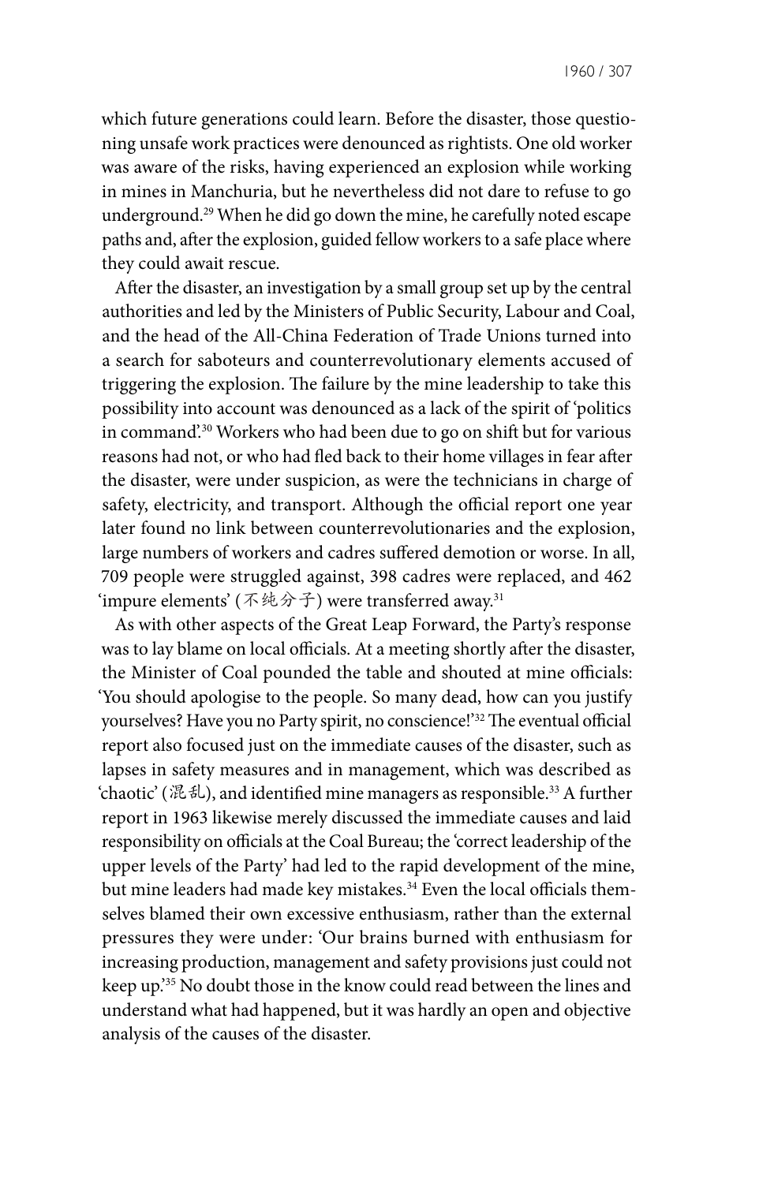which future generations could learn. Before the disaster, those questioning unsafe work practices were denounced as rightists. One old worker was aware of the risks, having experienced an explosion while working in mines in Manchuria, but he nevertheless did not dare to refuse to go underground.[29] When he did go down the mine, he carefully noted escape paths and, after the explosion, guided fellow workers to a safe place where they could await rescue.

After the disaster, an investigation by a small group set up by the central authorities and led by the Ministers of Public Security, Labour and Coal, and the head of the All-China Federation of Trade Unions turned into a search for saboteurs and counterrevolutionary elements accused of triggering the explosion. The failure by the mine leadership to take this possibility into account was denounced as a lack of the spirit of 'politics in command'.[30] Workers who had been due to go on shift but for various reasons had not, or who had fled back to their home villages in fear after the disaster, were under suspicion, as were the technicians in charge of safety, electricity, and transport. Although the official report one year later found no link between counterrevolutionaries and the explosion, large numbers of workers and cadres suffered demotion or worse. In all, 709 people were struggled against, 398 cadres were replaced, and 462 'impure elements' (不纯分子) were transferred away.[31]

As with other aspects of the Great Leap Forward, the Party's response was to lay blame on local officials. At a meeting shortly after the disaster, the Minister of Coal pounded the table and shouted at mine officials: 'You should apologise to the people. So many dead, how can you justify yourselves? Have you no Party spirit, no conscience!'[32] The eventual official report also focused just on the immediate causes of the disaster, such as lapses in safety measures and in management, which was described as 'chaotic' (混乱), and identified mine managers as responsible.[33] A further report in 1963 likewise merely discussed the immediate causes and laid responsibility on officials at the Coal Bureau; the 'correct leadership of the upper levels of the Party' had led to the rapid development of the mine, but mine leaders had made key mistakes.[34] Even the local officials themselves blamed their own excessive enthusiasm, rather than the external pressures they were under: 'Our brains burned with enthusiasm for increasing production, management and safety provisions just could not keep up.'[35] No doubt those in the know could read between the lines and understand what had happened, but it was hardly an open and objective analysis of the causes of the disaster.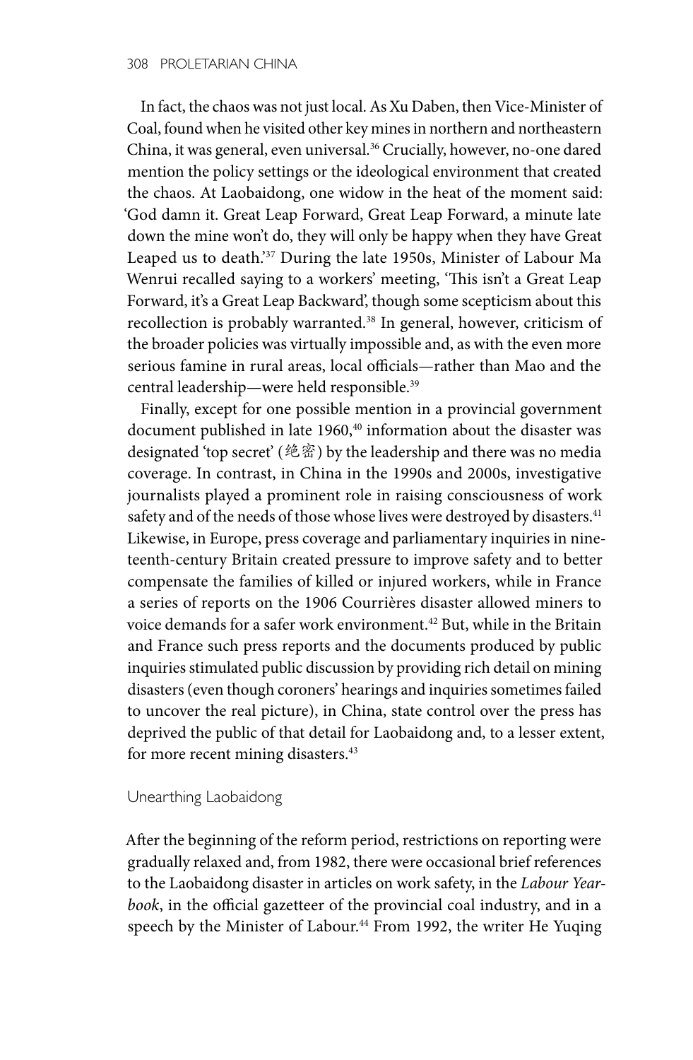In fact, the chaos was not just local. As Xu Daben, then Vice-Minister of Coal, found when he visited other key mines in northern and northeastern China, it was general, even universal.[36] Crucially, however, no-one dared mention the policy settings or the ideological environment that created the chaos. At Laobaidong, one widow in the heat of the moment said: 'God damn it. Great Leap Forward, Great Leap Forward, a minute late down the mine won't do, they will only be happy when they have Great Leaped us to death.'[37] During the late 1950s, Minister of Labour Ma Wenrui recalled saying to a workers' meeting, 'This isn't a Great Leap Forward, it's a Great Leap Backward', though some scepticism about this recollection is probably warranted.[38] In general, however, criticism of the broader policies was virtually impossible and, as with the even more serious famine in rural areas, local officials—rather than Mao and the central leadership—were held responsible.[39]

Finally, except for one possible mention in a provincial government document published in late 1960,[40] information about the disaster was designated 'top secret' (绝密) by the leadership and there was no media coverage. In contrast, in China in the 1990s and 2000s, investigative journalists played a prominent role in raising consciousness of work safety and of the needs of those whose lives were destroyed by disasters.[41] Likewise, in Europe, press coverage and parliamentary inquiries in nineteenth-century Britain created pressure to improve safety and to better compensate the families of killed or injured workers, while in France a series of reports on the 1906 Courrières disaster allowed miners to voice demands for a safer work environment.[42] But, while in the Britain and France such press reports and the documents produced by public inquiries stimulated public discussion by providing rich detail on mining disasters (even though coroners' hearings and inquiries sometimes failed to uncover the real picture), in China, state control over the press has deprived the public of that detail for Laobaidong and, to a lesser extent, for more recent mining disasters.[43]

## Unearthing Laobaidong

After the beginning of the reform period, restrictions on reporting were gradually relaxed and, from 1982, there were occasional brief references to the Laobaidong disaster in articles on work safety, in the *Labour Yearbook*, in the official gazetteer of the provincial coal industry, and in a speech by the Minister of Labour.[44] From 1992, the writer He Yuqing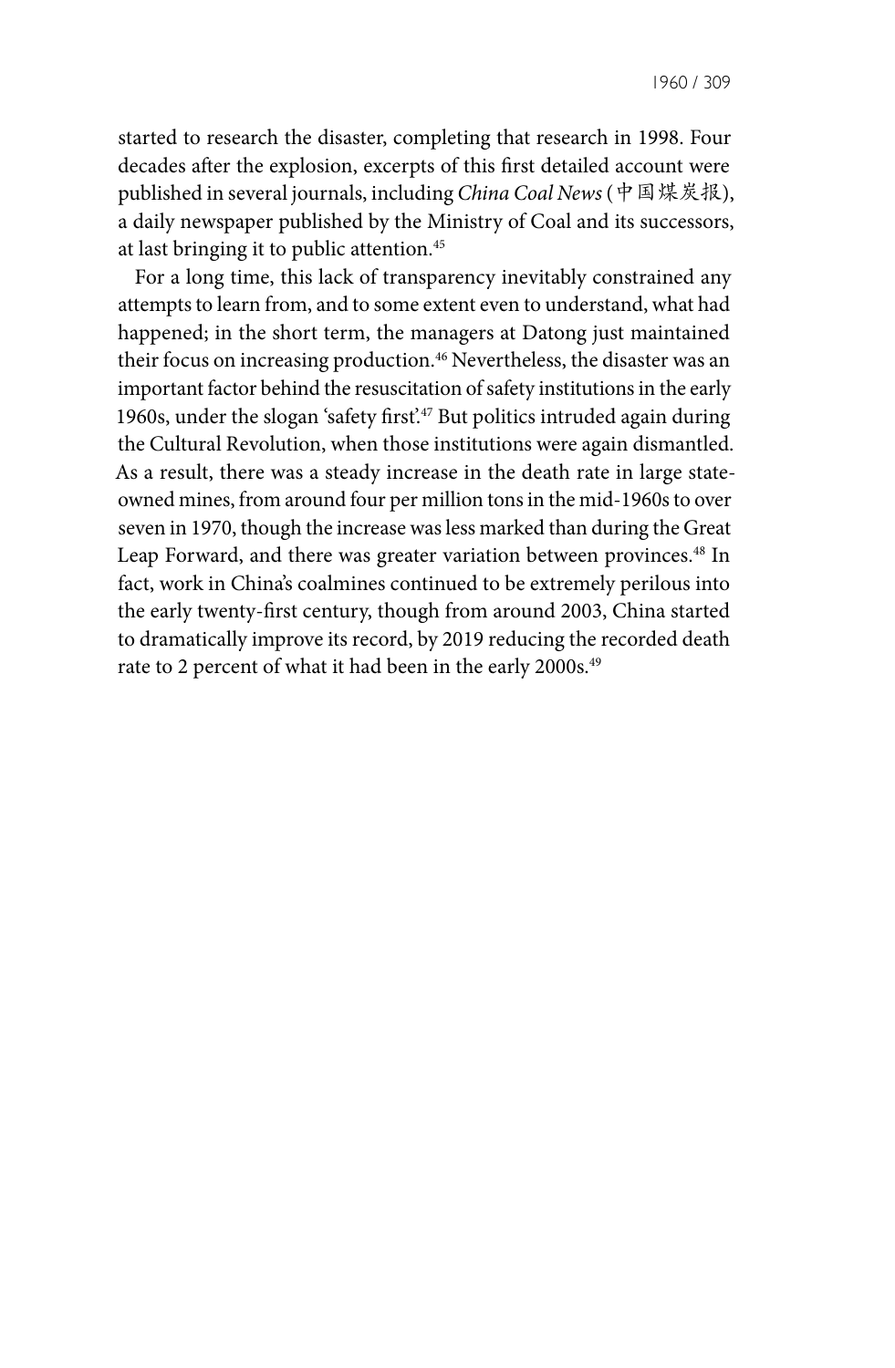started to research the disaster, completing that research in 1998. Four decades after the explosion, excerpts of this first detailed account were published in several journals, including *China Coal News* (中国煤炭报), a daily newspaper published by the Ministry of Coal and its successors, at last bringing it to public attention.[45]

For a long time, this lack of transparency inevitably constrained any attempts to learn from, and to some extent even to understand, what had happened; in the short term, the managers at Datong just maintained their focus on increasing production.[46] Nevertheless, the disaster was an important factor behind the resuscitation of safety institutions in the early 1960s, under the slogan 'safety first'.[47] But politics intruded again during the Cultural Revolution, when those institutions were again dismantled. As a result, there was a steady increase in the death rate in large state-owned mines, from around four per million tons in the mid-1960s to over seven in 1970, though the increase was less marked than during the Great Leap Forward, and there was greater variation between provinces.[48] In fact, work in China's coalmines continued to be extremely perilous into the early twenty-first century, though from around 2003, China started to dramatically improve its record, by 2019 reducing the recorded death rate to 2 percent of what it had been in the early 2000s.[49]